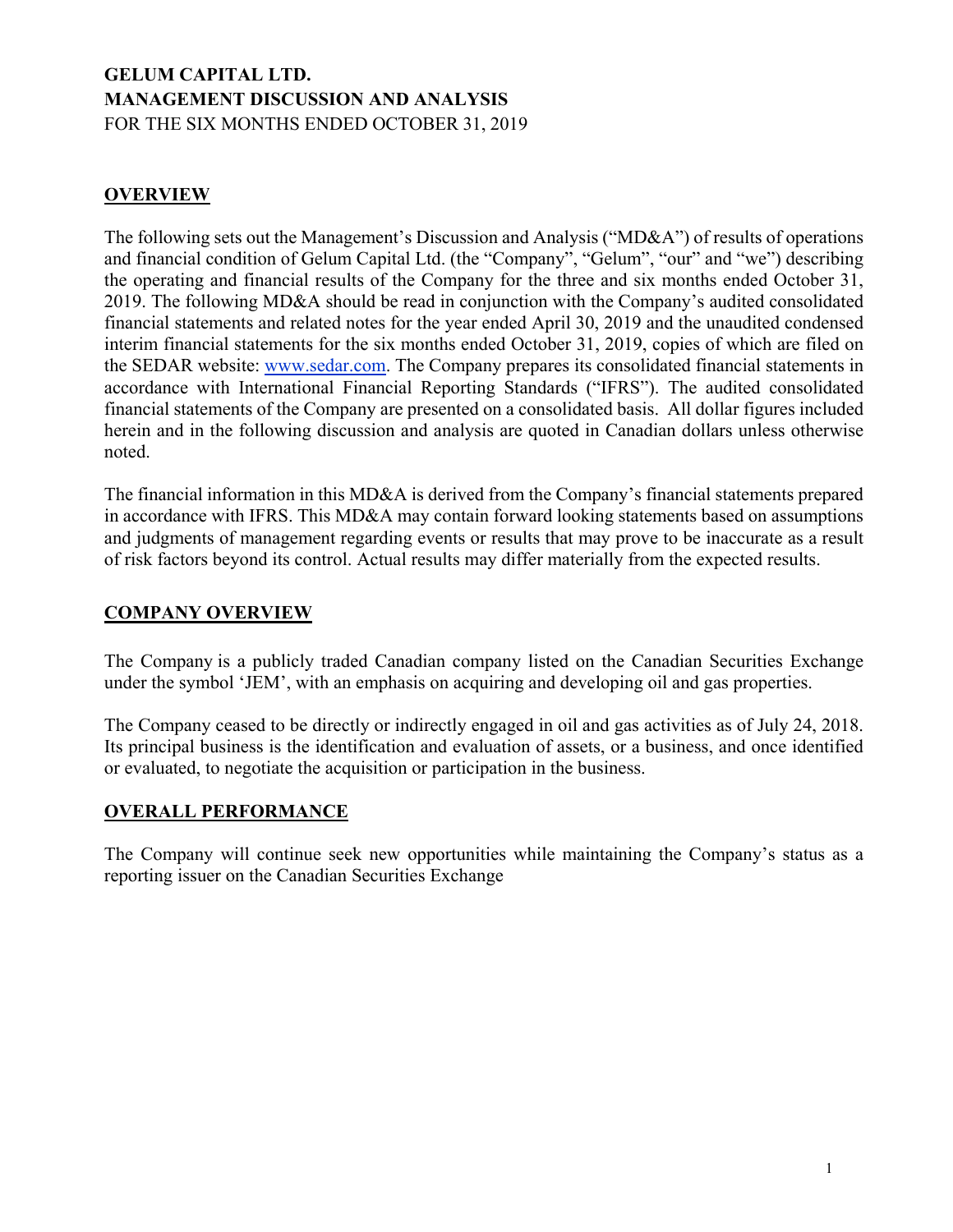# GELUM CAPITAL LTD.
# MANAGEMENT DISCUSSION AND ANALYSIS
FOR THE SIX MONTHS ENDED OCTOBER 31, 2019

## OVERVIEW

The following sets out the Management's Discussion and Analysis ("MD&A") of results of operations and financial condition of Gelum Capital Ltd. (the "Company", "Gelum", "our" and "we") describing the operating and financial results of the Company for the three and six months ended October 31, 2019. The following MD&A should be read in conjunction with the Company's audited consolidated financial statements and related notes for the year ended April 30, 2019 and the unaudited condensed interim financial statements for the six months ended October 31, 2019, copies of which are filed on the SEDAR website: www.sedar.com. The Company prepares its consolidated financial statements in accordance with International Financial Reporting Standards ("IFRS"). The audited consolidated financial statements of the Company are presented on a consolidated basis. All dollar figures included herein and in the following discussion and analysis are quoted in Canadian dollars unless otherwise noted.

The financial information in this MD&A is derived from the Company's financial statements prepared in accordance with IFRS. This MD&A may contain forward looking statements based on assumptions and judgments of management regarding events or results that may prove to be inaccurate as a result of risk factors beyond its control. Actual results may differ materially from the expected results.

## COMPANY OVERVIEW

The Company is a publicly traded Canadian company listed on the Canadian Securities Exchange under the symbol 'JEM', with an emphasis on acquiring and developing oil and gas properties.

The Company ceased to be directly or indirectly engaged in oil and gas activities as of July 24, 2018. Its principal business is the identification and evaluation of assets, or a business, and once identified or evaluated, to negotiate the acquisition or participation in the business.

## OVERALL PERFORMANCE

The Company will continue seek new opportunities while maintaining the Company's status as a reporting issuer on the Canadian Securities Exchange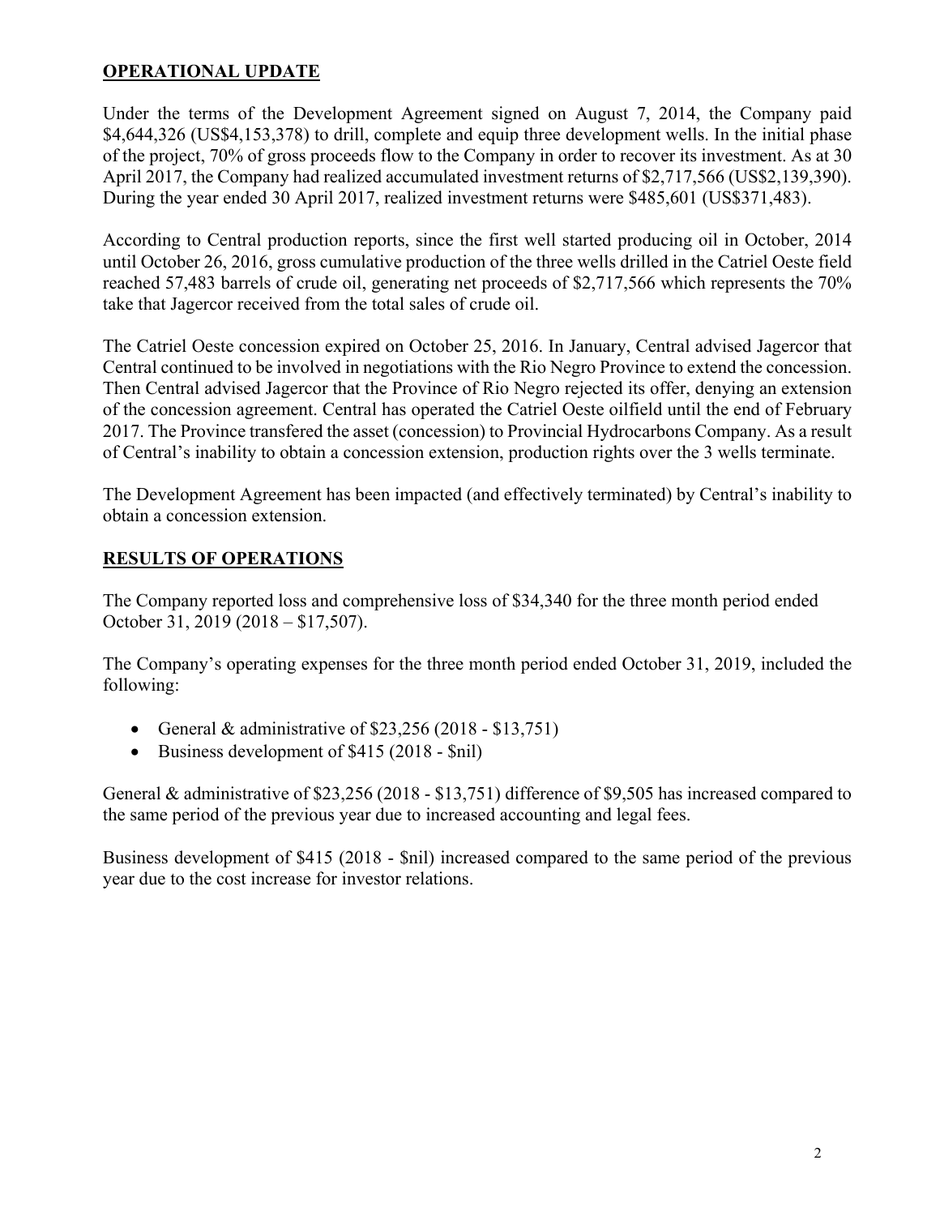## OPERATIONAL UPDATE

Under the terms of the Development Agreement signed on August 7, 2014, the Company paid $4,644,326 (US$4,153,378) to drill, complete and equip three development wells. In the initial phase of the project, 70% of gross proceeds flow to the Company in order to recover its investment. As at 30 April 2017, the Company had realized accumulated investment returns of $2,717,566 (US$2,139,390). During the year ended 30 April 2017, realized investment returns were $485,601 (US$371,483).

According to Central production reports, since the first well started producing oil in October, 2014 until October 26, 2016, gross cumulative production of the three wells drilled in the Catriel Oeste field reached 57,483 barrels of crude oil, generating net proceeds of $2,717,566 which represents the 70% take that Jagercor received from the total sales of crude oil.

The Catriel Oeste concession expired on October 25, 2016. In January, Central advised Jagercor that Central continued to be involved in negotiations with the Rio Negro Province to extend the concession. Then Central advised Jagercor that the Province of Rio Negro rejected its offer, denying an extension of the concession agreement. Central has operated the Catriel Oeste oilfield until the end of February 2017. The Province transfered the asset (concession) to Provincial Hydrocarbons Company. As a result of Central's inability to obtain a concession extension, production rights over the 3 wells terminate.

The Development Agreement has been impacted (and effectively terminated) by Central's inability to obtain a concession extension.

## RESULTS OF OPERATIONS

The Company reported loss and comprehensive loss of $34,340 for the three month period ended October 31, 2019 (2018 – $17,507).

The Company's operating expenses for the three month period ended October 31, 2019, included the following:

- General & administrative of $23,256 (2018 - $13,751)
- Business development of $415 (2018 - $nil)

General & administrative of $23,256 (2018 - $13,751) difference of $9,505 has increased compared to the same period of the previous year due to increased accounting and legal fees.

Business development of $415 (2018 - $nil) increased compared to the same period of the previous year due to the cost increase for investor relations.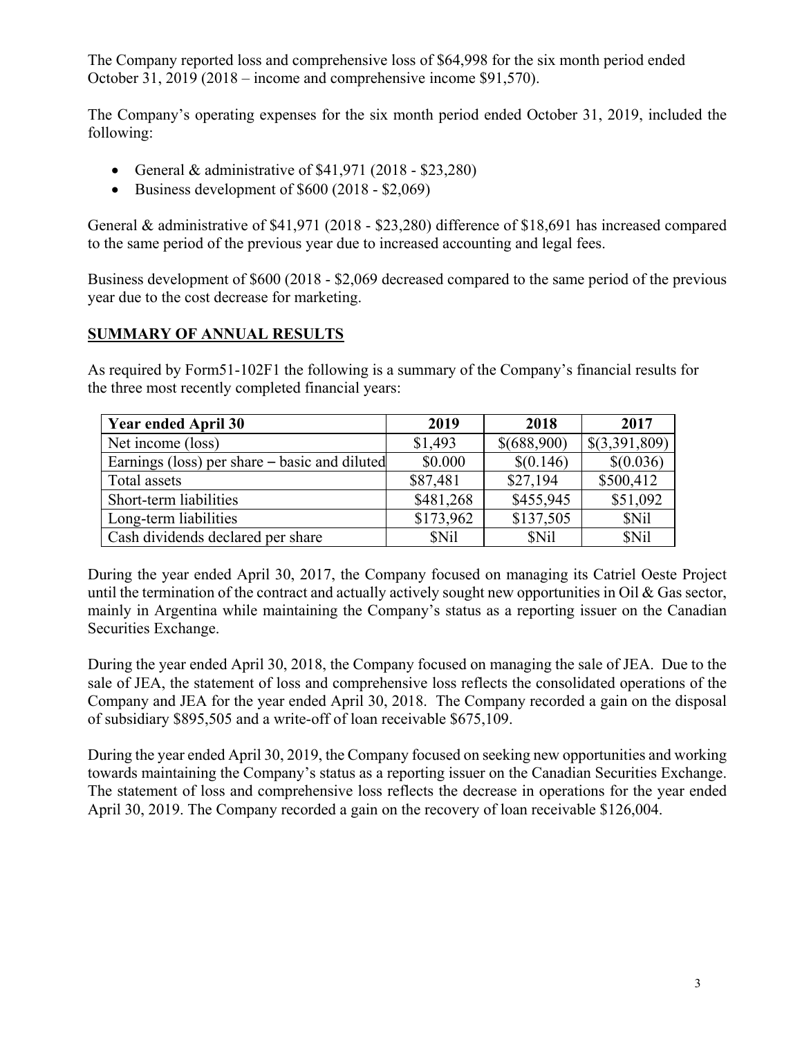The Company reported loss and comprehensive loss of $64,998 for the six month period ended October 31, 2019 (2018 – income and comprehensive income $91,570).

The Company's operating expenses for the six month period ended October 31, 2019, included the following:

- General & administrative of $41,971 (2018 - $23,280)
- Business development of $600 (2018 - $2,069)

General & administrative of $41,971 (2018 - $23,280) difference of $18,691 has increased compared to the same period of the previous year due to increased accounting and legal fees.

Business development of $600 (2018 - $2,069 decreased compared to the same period of the previous year due to the cost decrease for marketing.

## SUMMARY OF ANNUAL RESULTS

As required by Form51-102F1 the following is a summary of the Company's financial results for the three most recently completed financial years:

| Year ended April 30 | 2019 | 2018 | 2017 |
|---|---|---|---|
| Net income (loss) | $1,493 | $(688,900) | $(3,391,809) |
| Earnings (loss) per share – basic and diluted | $0.000 | $(0.146) | $(0.036) |
| Total assets | $87,481 | $27,194 | $500,412 |
| Short-term liabilities | $481,268 | $455,945 | $51,092 |
| Long-term liabilities | $173,962 | $137,505 | $Nil |
| Cash dividends declared per share | $Nil | $Nil | $Nil |

During the year ended April 30, 2017, the Company focused on managing its Catriel Oeste Project until the termination of the contract and actually actively sought new opportunities in Oil & Gas sector, mainly in Argentina while maintaining the Company's status as a reporting issuer on the Canadian Securities Exchange.

During the year ended April 30, 2018, the Company focused on managing the sale of JEA. Due to the sale of JEA, the statement of loss and comprehensive loss reflects the consolidated operations of the Company and JEA for the year ended April 30, 2018. The Company recorded a gain on the disposal of subsidiary $895,505 and a write-off of loan receivable $675,109.

During the year ended April 30, 2019, the Company focused on seeking new opportunities and working towards maintaining the Company's status as a reporting issuer on the Canadian Securities Exchange. The statement of loss and comprehensive loss reflects the decrease in operations for the year ended April 30, 2019. The Company recorded a gain on the recovery of loan receivable $126,004.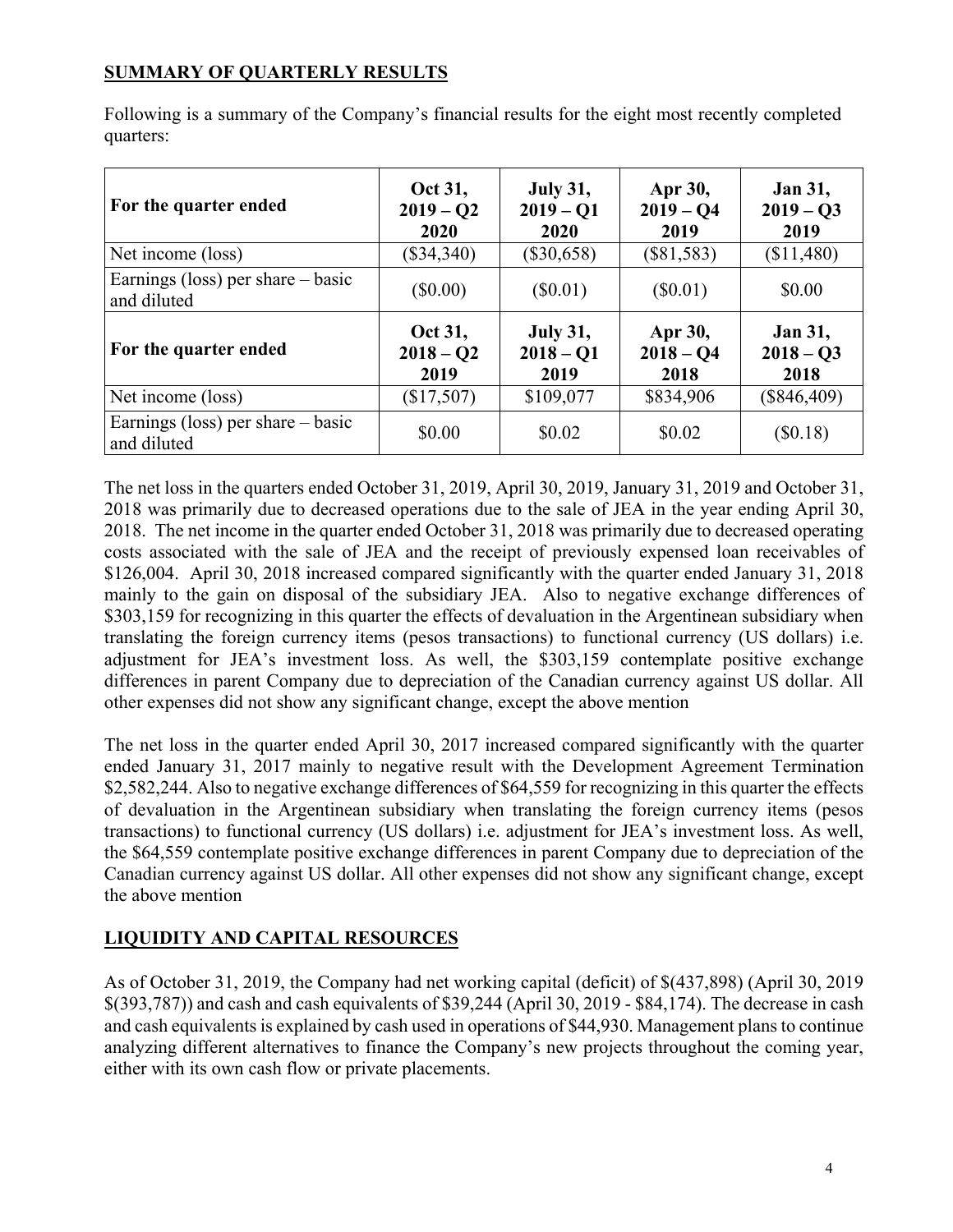## SUMMARY OF QUARTERLY RESULTS

Following is a summary of the Company's financial results for the eight most recently completed quarters:

| For the quarter ended | Oct 31, 2019 – Q2 2020 | July 31, 2019 – Q1 2020 | Apr 30, 2019 – Q4 2019 | Jan 31, 2019 – Q3 2019 |
|---|---|---|---|---|
| Net income (loss) | ($34,340) | ($30,658) | ($81,583) | ($11,480) |
| Earnings (loss) per share – basic and diluted | ($0.00) | ($0.01) | ($0.01) | $0.00 |
| **For the quarter ended** | **Oct 31, 2018 – Q2 2019** | **July 31, 2018 – Q1 2019** | **Apr 30, 2018 – Q4 2018** | **Jan 31, 2018 – Q3 2018** |
| Net income (loss) | ($17,507) | $109,077 | $834,906 | ($846,409) |
| Earnings (loss) per share – basic and diluted | $0.00 | $0.02 | $0.02 | ($0.18) |

The net loss in the quarters ended October 31, 2019, April 30, 2019, January 31, 2019 and October 31, 2018 was primarily due to decreased operations due to the sale of JEA in the year ending April 30, 2018. The net income in the quarter ended October 31, 2018 was primarily due to decreased operating costs associated with the sale of JEA and the receipt of previously expensed loan receivables of $126,004. April 30, 2018 increased compared significantly with the quarter ended January 31, 2018 mainly to the gain on disposal of the subsidiary JEA. Also to negative exchange differences of $303,159 for recognizing in this quarter the effects of devaluation in the Argentinean subsidiary when translating the foreign currency items (pesos transactions) to functional currency (US dollars) i.e. adjustment for JEA's investment loss. As well, the $303,159 contemplate positive exchange differences in parent Company due to depreciation of the Canadian currency against US dollar. All other expenses did not show any significant change, except the above mention

The net loss in the quarter ended April 30, 2017 increased compared significantly with the quarter ended January 31, 2017 mainly to negative result with the Development Agreement Termination $2,582,244. Also to negative exchange differences of $64,559 for recognizing in this quarter the effects of devaluation in the Argentinean subsidiary when translating the foreign currency items (pesos transactions) to functional currency (US dollars) i.e. adjustment for JEA's investment loss. As well, the $64,559 contemplate positive exchange differences in parent Company due to depreciation of the Canadian currency against US dollar. All other expenses did not show any significant change, except the above mention

## LIQUIDITY AND CAPITAL RESOURCES

As of October 31, 2019, the Company had net working capital (deficit) of $(437,898) (April 30, 2019 $(393,787)) and cash and cash equivalents of $39,244 (April 30, 2019 - $84,174). The decrease in cash and cash equivalents is explained by cash used in operations of $44,930. Management plans to continue analyzing different alternatives to finance the Company's new projects throughout the coming year, either with its own cash flow or private placements.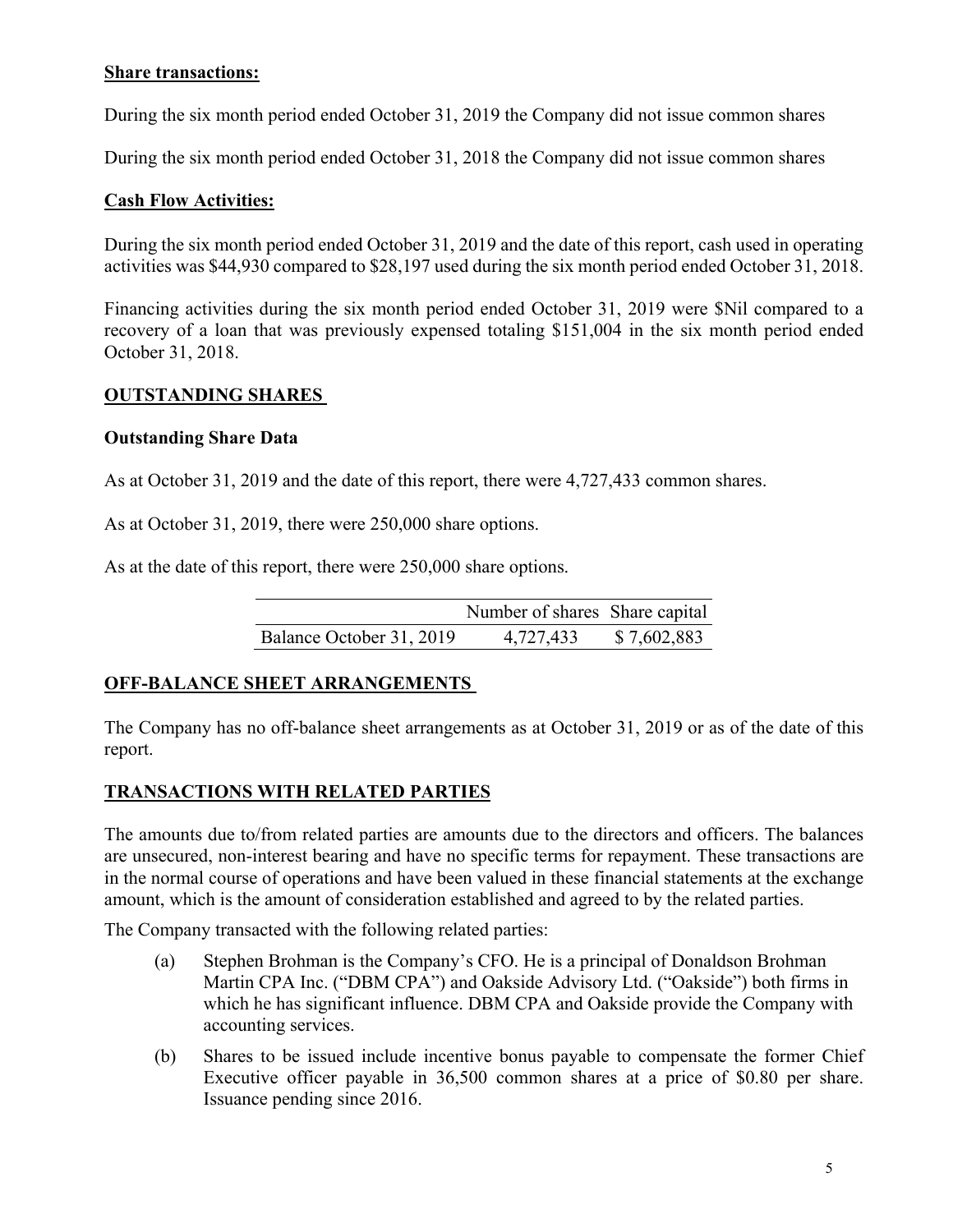**Share transactions:**

During the six month period ended October 31, 2019 the Company did not issue common shares

During the six month period ended October 31, 2018 the Company did not issue common shares

**Cash Flow Activities:**

During the six month period ended October 31, 2019 and the date of this report, cash used in operating activities was $44,930 compared to $28,197 used during the six month period ended October 31, 2018.

Financing activities during the six month period ended October 31, 2019 were $Nil compared to a recovery of a loan that was previously expensed totaling $151,004 in the six month period ended October 31, 2018.

## OUTSTANDING SHARES

**Outstanding Share Data**

As at October 31, 2019 and the date of this report, there were 4,727,433 common shares.

As at October 31, 2019, there were 250,000 share options.

As at the date of this report, there were 250,000 share options.

| | Number of shares | Share capital |
|---|---|---|
| Balance October 31, 2019 | 4,727,433 | $ 7,602,883 |

## OFF-BALANCE SHEET ARRANGEMENTS

The Company has no off-balance sheet arrangements as at October 31, 2019 or as of the date of this report.

## TRANSACTIONS WITH RELATED PARTIES

The amounts due to/from related parties are amounts due to the directors and officers. The balances are unsecured, non-interest bearing and have no specific terms for repayment. These transactions are in the normal course of operations and have been valued in these financial statements at the exchange amount, which is the amount of consideration established and agreed to by the related parties.

The Company transacted with the following related parties:

(a) Stephen Brohman is the Company's CFO. He is a principal of Donaldson Brohman Martin CPA Inc. ("DBM CPA") and Oakside Advisory Ltd. ("Oakside") both firms in which he has significant influence. DBM CPA and Oakside provide the Company with accounting services.

(b) Shares to be issued include incentive bonus payable to compensate the former Chief Executive officer payable in 36,500 common shares at a price of $0.80 per share. Issuance pending since 2016.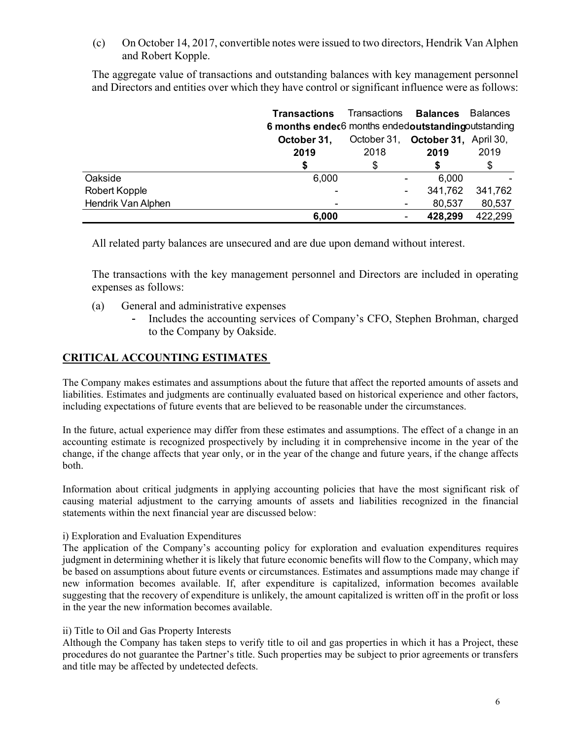(c) On October 14, 2017, convertible notes were issued to two directors, Hendrik Van Alphen and Robert Kopple.

The aggregate value of transactions and outstanding balances with key management personnel and Directors and entities over which they have control or significant influence were as follows:

| | **Transactions 6 months ended October 31, 2019** | Transactions 6 months ended October 31, 2018 | **Balances outstanding October 31, 2019** | Balances outstanding April 30, 2019 |
|---|---|---|---|---|
| | **$** | $ | **$** | $ |
| Oakside | 6,000 | - | 6,000 | - |
| Robert Kopple | - | - | 341,762 | 341,762 |
| Hendrik Van Alphen | - | - | 80,537 | 80,537 |
| | **6,000** | - | **428,299** | 422,299 |

All related party balances are unsecured and are due upon demand without interest.

The transactions with the key management personnel and Directors are included in operating expenses as follows:

(a) General and administrative expenses
- Includes the accounting services of Company's CFO, Stephen Brohman, charged to the Company by Oakside.

## CRITICAL ACCOUNTING ESTIMATES

The Company makes estimates and assumptions about the future that affect the reported amounts of assets and liabilities. Estimates and judgments are continually evaluated based on historical experience and other factors, including expectations of future events that are believed to be reasonable under the circumstances.

In the future, actual experience may differ from these estimates and assumptions. The effect of a change in an accounting estimate is recognized prospectively by including it in comprehensive income in the year of the change, if the change affects that year only, or in the year of the change and future years, if the change affects both.

Information about critical judgments in applying accounting policies that have the most significant risk of causing material adjustment to the carrying amounts of assets and liabilities recognized in the financial statements within the next financial year are discussed below:

i) Exploration and Evaluation Expenditures
The application of the Company's accounting policy for exploration and evaluation expenditures requires judgment in determining whether it is likely that future economic benefits will flow to the Company, which may be based on assumptions about future events or circumstances. Estimates and assumptions made may change if new information becomes available. If, after expenditure is capitalized, information becomes available suggesting that the recovery of expenditure is unlikely, the amount capitalized is written off in the profit or loss in the year the new information becomes available.

ii) Title to Oil and Gas Property Interests
Although the Company has taken steps to verify title to oil and gas properties in which it has a Project, these procedures do not guarantee the Partner's title. Such properties may be subject to prior agreements or transfers and title may be affected by undetected defects.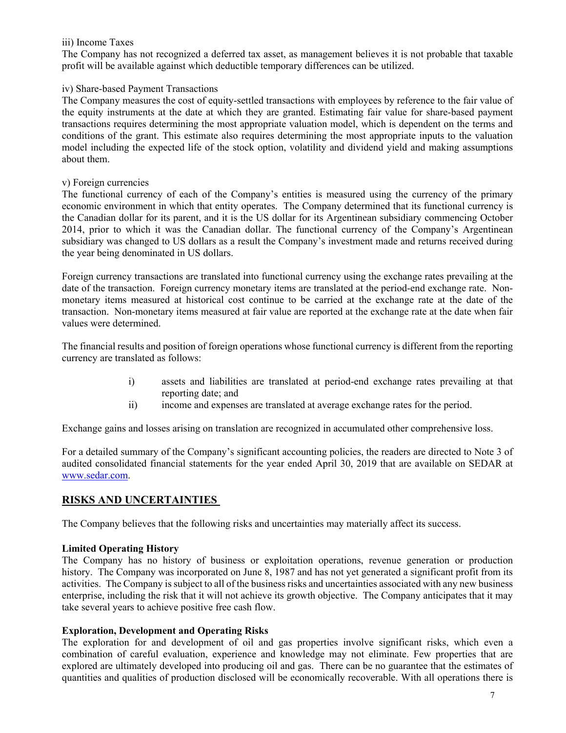iii) Income Taxes

The Company has not recognized a deferred tax asset, as management believes it is not probable that taxable profit will be available against which deductible temporary differences can be utilized.

iv) Share-based Payment Transactions

The Company measures the cost of equity-settled transactions with employees by reference to the fair value of the equity instruments at the date at which they are granted. Estimating fair value for share-based payment transactions requires determining the most appropriate valuation model, which is dependent on the terms and conditions of the grant. This estimate also requires determining the most appropriate inputs to the valuation model including the expected life of the stock option, volatility and dividend yield and making assumptions about them.

v) Foreign currencies

The functional currency of each of the Company's entities is measured using the currency of the primary economic environment in which that entity operates. The Company determined that its functional currency is the Canadian dollar for its parent, and it is the US dollar for its Argentinean subsidiary commencing October 2014, prior to which it was the Canadian dollar. The functional currency of the Company's Argentinean subsidiary was changed to US dollars as a result the Company's investment made and returns received during the year being denominated in US dollars.

Foreign currency transactions are translated into functional currency using the exchange rates prevailing at the date of the transaction. Foreign currency monetary items are translated at the period-end exchange rate. Non-monetary items measured at historical cost continue to be carried at the exchange rate at the date of the transaction. Non-monetary items measured at fair value are reported at the exchange rate at the date when fair values were determined.

The financial results and position of foreign operations whose functional currency is different from the reporting currency are translated as follows:

i) assets and liabilities are translated at period-end exchange rates prevailing at that reporting date; and
ii) income and expenses are translated at average exchange rates for the period.

Exchange gains and losses arising on translation are recognized in accumulated other comprehensive loss.

For a detailed summary of the Company's significant accounting policies, the readers are directed to Note 3 of audited consolidated financial statements for the year ended April 30, 2019 that are available on SEDAR at www.sedar.com.

## RISKS AND UNCERTAINTIES

The Company believes that the following risks and uncertainties may materially affect its success.

**Limited Operating History**

The Company has no history of business or exploitation operations, revenue generation or production history. The Company was incorporated on June 8, 1987 and has not yet generated a significant profit from its activities. The Company is subject to all of the business risks and uncertainties associated with any new business enterprise, including the risk that it will not achieve its growth objective. The Company anticipates that it may take several years to achieve positive free cash flow.

**Exploration, Development and Operating Risks**

The exploration for and development of oil and gas properties involve significant risks, which even a combination of careful evaluation, experience and knowledge may not eliminate. Few properties that are explored are ultimately developed into producing oil and gas. There can be no guarantee that the estimates of quantities and qualities of production disclosed will be economically recoverable. With all operations there is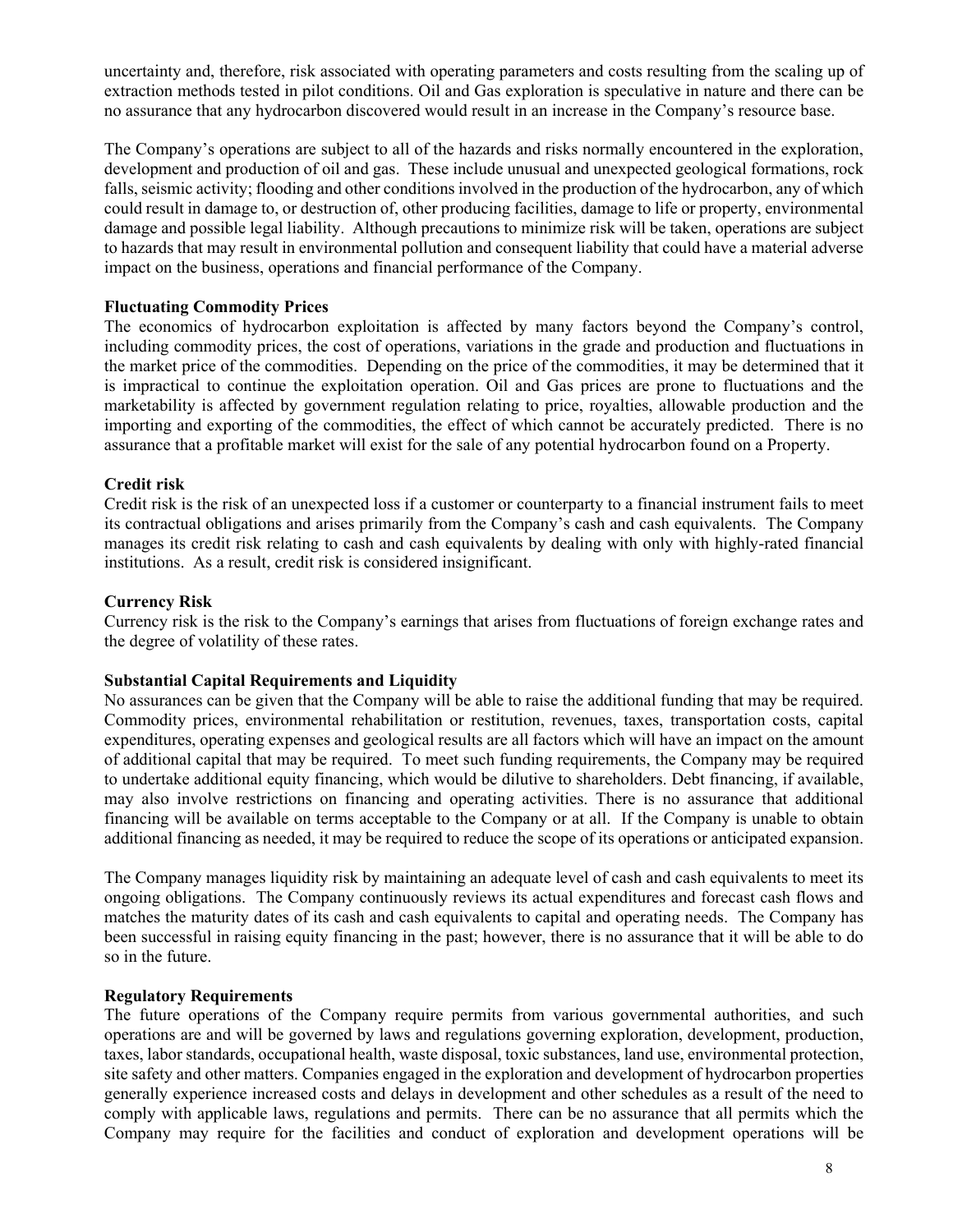uncertainty and, therefore, risk associated with operating parameters and costs resulting from the scaling up of extraction methods tested in pilot conditions. Oil and Gas exploration is speculative in nature and there can be no assurance that any hydrocarbon discovered would result in an increase in the Company's resource base.

The Company's operations are subject to all of the hazards and risks normally encountered in the exploration, development and production of oil and gas. These include unusual and unexpected geological formations, rock falls, seismic activity; flooding and other conditions involved in the production of the hydrocarbon, any of which could result in damage to, or destruction of, other producing facilities, damage to life or property, environmental damage and possible legal liability. Although precautions to minimize risk will be taken, operations are subject to hazards that may result in environmental pollution and consequent liability that could have a material adverse impact on the business, operations and financial performance of the Company.

**Fluctuating Commodity Prices**

The economics of hydrocarbon exploitation is affected by many factors beyond the Company's control, including commodity prices, the cost of operations, variations in the grade and production and fluctuations in the market price of the commodities. Depending on the price of the commodities, it may be determined that it is impractical to continue the exploitation operation. Oil and Gas prices are prone to fluctuations and the marketability is affected by government regulation relating to price, royalties, allowable production and the importing and exporting of the commodities, the effect of which cannot be accurately predicted. There is no assurance that a profitable market will exist for the sale of any potential hydrocarbon found on a Property.

**Credit risk**

Credit risk is the risk of an unexpected loss if a customer or counterparty to a financial instrument fails to meet its contractual obligations and arises primarily from the Company's cash and cash equivalents. The Company manages its credit risk relating to cash and cash equivalents by dealing with only with highly-rated financial institutions. As a result, credit risk is considered insignificant.

**Currency Risk**

Currency risk is the risk to the Company's earnings that arises from fluctuations of foreign exchange rates and the degree of volatility of these rates.

**Substantial Capital Requirements and Liquidity**

No assurances can be given that the Company will be able to raise the additional funding that may be required. Commodity prices, environmental rehabilitation or restitution, revenues, taxes, transportation costs, capital expenditures, operating expenses and geological results are all factors which will have an impact on the amount of additional capital that may be required. To meet such funding requirements, the Company may be required to undertake additional equity financing, which would be dilutive to shareholders. Debt financing, if available, may also involve restrictions on financing and operating activities. There is no assurance that additional financing will be available on terms acceptable to the Company or at all. If the Company is unable to obtain additional financing as needed, it may be required to reduce the scope of its operations or anticipated expansion.

The Company manages liquidity risk by maintaining an adequate level of cash and cash equivalents to meet its ongoing obligations. The Company continuously reviews its actual expenditures and forecast cash flows and matches the maturity dates of its cash and cash equivalents to capital and operating needs. The Company has been successful in raising equity financing in the past; however, there is no assurance that it will be able to do so in the future.

**Regulatory Requirements**

The future operations of the Company require permits from various governmental authorities, and such operations are and will be governed by laws and regulations governing exploration, development, production, taxes, labor standards, occupational health, waste disposal, toxic substances, land use, environmental protection, site safety and other matters. Companies engaged in the exploration and development of hydrocarbon properties generally experience increased costs and delays in development and other schedules as a result of the need to comply with applicable laws, regulations and permits. There can be no assurance that all permits which the Company may require for the facilities and conduct of exploration and development operations will be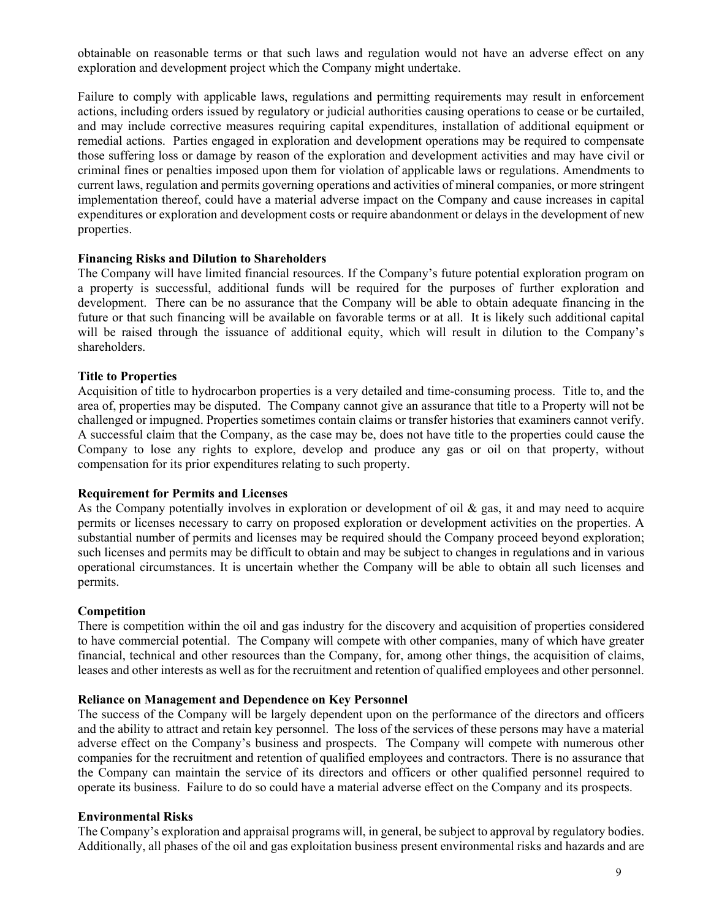obtainable on reasonable terms or that such laws and regulation would not have an adverse effect on any exploration and development project which the Company might undertake.

Failure to comply with applicable laws, regulations and permitting requirements may result in enforcement actions, including orders issued by regulatory or judicial authorities causing operations to cease or be curtailed, and may include corrective measures requiring capital expenditures, installation of additional equipment or remedial actions. Parties engaged in exploration and development operations may be required to compensate those suffering loss or damage by reason of the exploration and development activities and may have civil or criminal fines or penalties imposed upon them for violation of applicable laws or regulations. Amendments to current laws, regulation and permits governing operations and activities of mineral companies, or more stringent implementation thereof, could have a material adverse impact on the Company and cause increases in capital expenditures or exploration and development costs or require abandonment or delays in the development of new properties.

**Financing Risks and Dilution to Shareholders**

The Company will have limited financial resources. If the Company's future potential exploration program on a property is successful, additional funds will be required for the purposes of further exploration and development. There can be no assurance that the Company will be able to obtain adequate financing in the future or that such financing will be available on favorable terms or at all. It is likely such additional capital will be raised through the issuance of additional equity, which will result in dilution to the Company's shareholders.

**Title to Properties**

Acquisition of title to hydrocarbon properties is a very detailed and time-consuming process. Title to, and the area of, properties may be disputed. The Company cannot give an assurance that title to a Property will not be challenged or impugned. Properties sometimes contain claims or transfer histories that examiners cannot verify. A successful claim that the Company, as the case may be, does not have title to the properties could cause the Company to lose any rights to explore, develop and produce any gas or oil on that property, without compensation for its prior expenditures relating to such property.

**Requirement for Permits and Licenses**

As the Company potentially involves in exploration or development of oil & gas, it and may need to acquire permits or licenses necessary to carry on proposed exploration or development activities on the properties. A substantial number of permits and licenses may be required should the Company proceed beyond exploration; such licenses and permits may be difficult to obtain and may be subject to changes in regulations and in various operational circumstances. It is uncertain whether the Company will be able to obtain all such licenses and permits.

**Competition**

There is competition within the oil and gas industry for the discovery and acquisition of properties considered to have commercial potential. The Company will compete with other companies, many of which have greater financial, technical and other resources than the Company, for, among other things, the acquisition of claims, leases and other interests as well as for the recruitment and retention of qualified employees and other personnel.

**Reliance on Management and Dependence on Key Personnel**

The success of the Company will be largely dependent upon on the performance of the directors and officers and the ability to attract and retain key personnel. The loss of the services of these persons may have a material adverse effect on the Company's business and prospects. The Company will compete with numerous other companies for the recruitment and retention of qualified employees and contractors. There is no assurance that the Company can maintain the service of its directors and officers or other qualified personnel required to operate its business. Failure to do so could have a material adverse effect on the Company and its prospects.

**Environmental Risks**

The Company's exploration and appraisal programs will, in general, be subject to approval by regulatory bodies. Additionally, all phases of the oil and gas exploitation business present environmental risks and hazards and are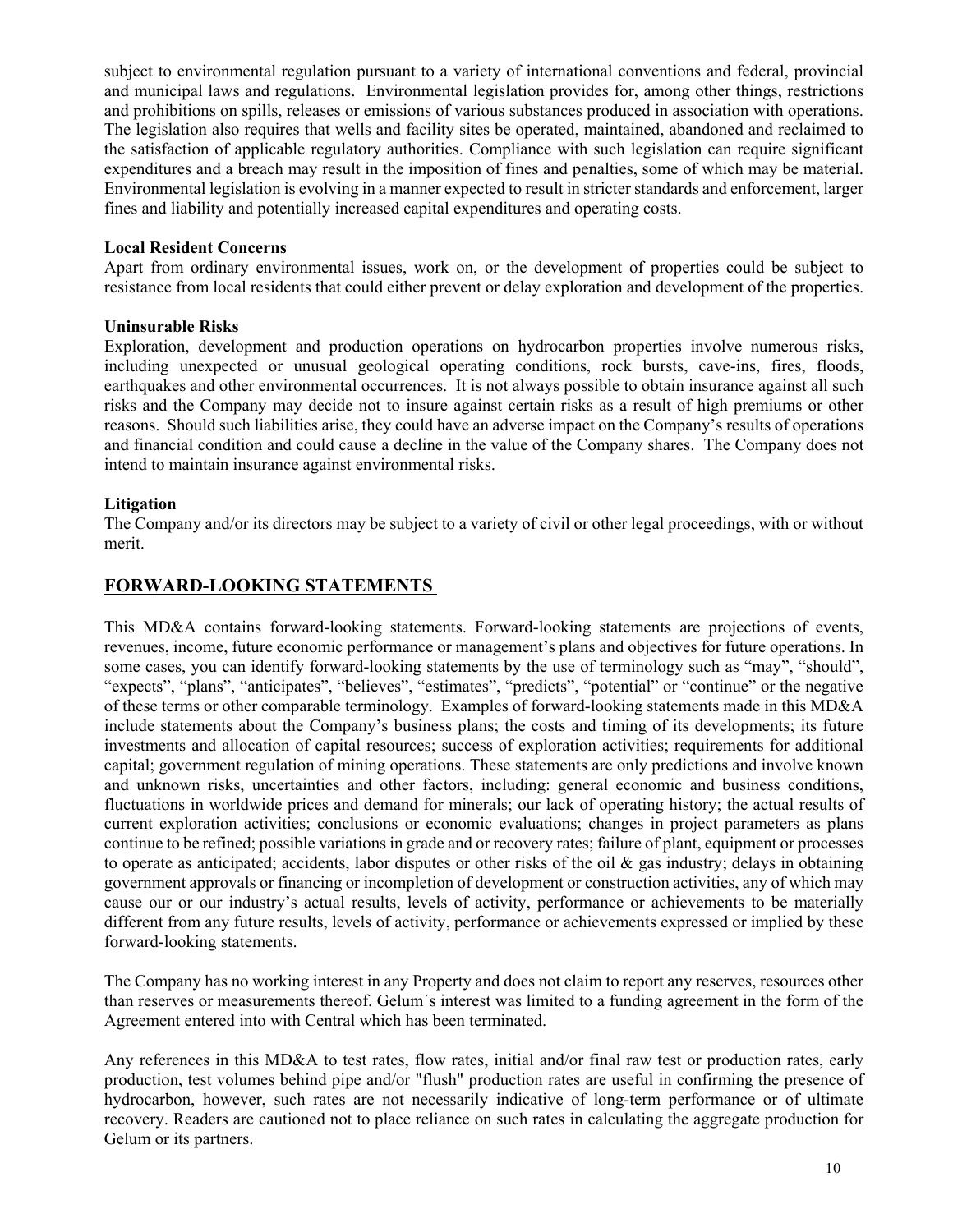subject to environmental regulation pursuant to a variety of international conventions and federal, provincial and municipal laws and regulations. Environmental legislation provides for, among other things, restrictions and prohibitions on spills, releases or emissions of various substances produced in association with operations. The legislation also requires that wells and facility sites be operated, maintained, abandoned and reclaimed to the satisfaction of applicable regulatory authorities. Compliance with such legislation can require significant expenditures and a breach may result in the imposition of fines and penalties, some of which may be material. Environmental legislation is evolving in a manner expected to result in stricter standards and enforcement, larger fines and liability and potentially increased capital expenditures and operating costs.

**Local Resident Concerns**
Apart from ordinary environmental issues, work on, or the development of properties could be subject to resistance from local residents that could either prevent or delay exploration and development of the properties.

**Uninsurable Risks**
Exploration, development and production operations on hydrocarbon properties involve numerous risks, including unexpected or unusual geological operating conditions, rock bursts, cave-ins, fires, floods, earthquakes and other environmental occurrences. It is not always possible to obtain insurance against all such risks and the Company may decide not to insure against certain risks as a result of high premiums or other reasons. Should such liabilities arise, they could have an adverse impact on the Company's results of operations and financial condition and could cause a decline in the value of the Company shares. The Company does not intend to maintain insurance against environmental risks.

**Litigation**
The Company and/or its directors may be subject to a variety of civil or other legal proceedings, with or without merit.

## FORWARD-LOOKING STATEMENTS

This MD&A contains forward-looking statements. Forward-looking statements are projections of events, revenues, income, future economic performance or management's plans and objectives for future operations. In some cases, you can identify forward-looking statements by the use of terminology such as "may", "should", "expects", "plans", "anticipates", "believes", "estimates", "predicts", "potential" or "continue" or the negative of these terms or other comparable terminology. Examples of forward-looking statements made in this MD&A include statements about the Company's business plans; the costs and timing of its developments; its future investments and allocation of capital resources; success of exploration activities; requirements for additional capital; government regulation of mining operations. These statements are only predictions and involve known and unknown risks, uncertainties and other factors, including: general economic and business conditions, fluctuations in worldwide prices and demand for minerals; our lack of operating history; the actual results of current exploration activities; conclusions or economic evaluations; changes in project parameters as plans continue to be refined; possible variations in grade and or recovery rates; failure of plant, equipment or processes to operate as anticipated; accidents, labor disputes or other risks of the oil & gas industry; delays in obtaining government approvals or financing or incompletion of development or construction activities, any of which may cause our or our industry's actual results, levels of activity, performance or achievements to be materially different from any future results, levels of activity, performance or achievements expressed or implied by these forward-looking statements.

The Company has no working interest in any Property and does not claim to report any reserves, resources other than reserves or measurements thereof. Gelum´s interest was limited to a funding agreement in the form of the Agreement entered into with Central which has been terminated.

Any references in this MD&A to test rates, flow rates, initial and/or final raw test or production rates, early production, test volumes behind pipe and/or "flush" production rates are useful in confirming the presence of hydrocarbon, however, such rates are not necessarily indicative of long-term performance or of ultimate recovery. Readers are cautioned not to place reliance on such rates in calculating the aggregate production for Gelum or its partners.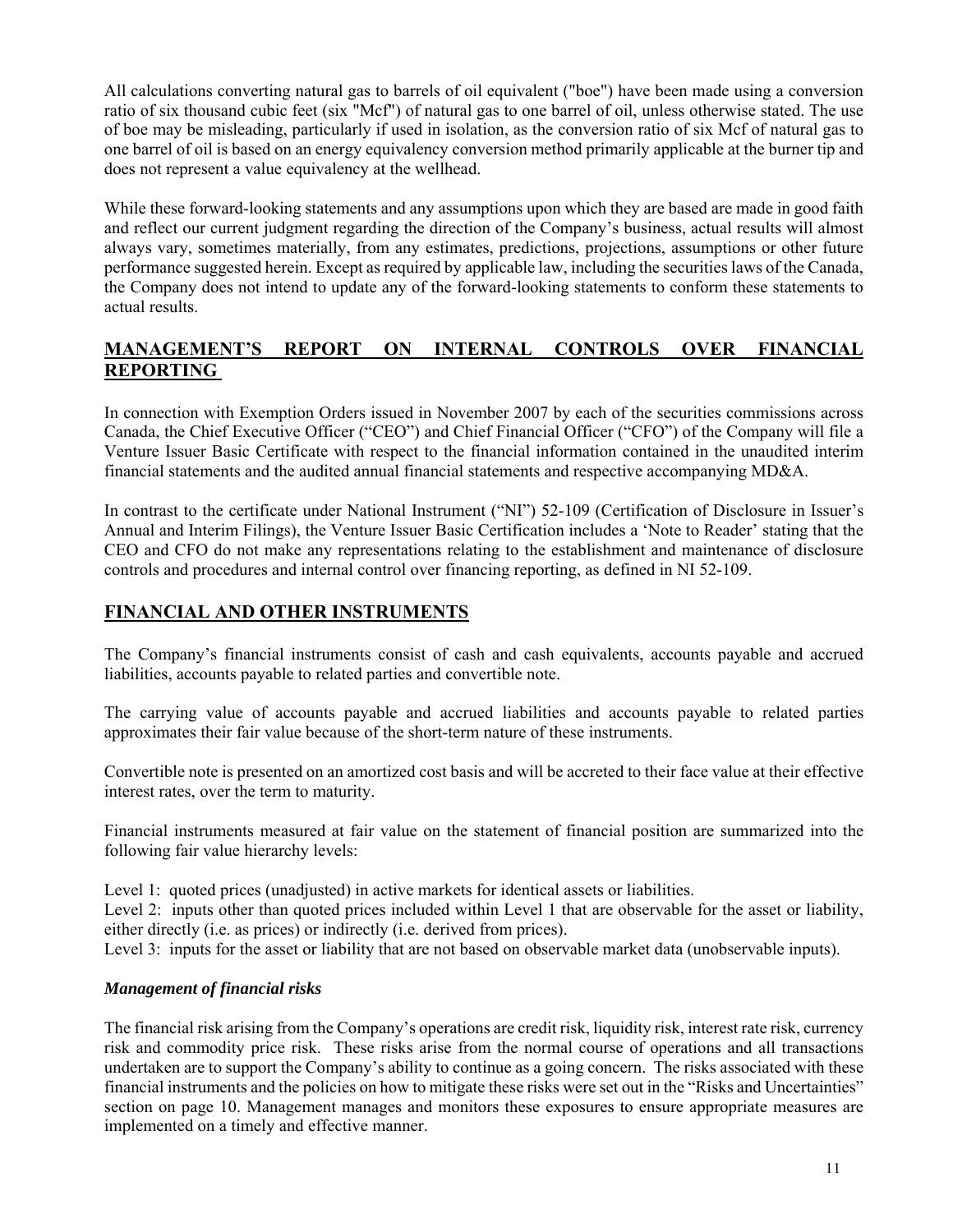All calculations converting natural gas to barrels of oil equivalent ("boe") have been made using a conversion ratio of six thousand cubic feet (six "Mcf") of natural gas to one barrel of oil, unless otherwise stated. The use of boe may be misleading, particularly if used in isolation, as the conversion ratio of six Mcf of natural gas to one barrel of oil is based on an energy equivalency conversion method primarily applicable at the burner tip and does not represent a value equivalency at the wellhead.

While these forward-looking statements and any assumptions upon which they are based are made in good faith and reflect our current judgment regarding the direction of the Company's business, actual results will almost always vary, sometimes materially, from any estimates, predictions, projections, assumptions or other future performance suggested herein. Except as required by applicable law, including the securities laws of the Canada, the Company does not intend to update any of the forward-looking statements to conform these statements to actual results.

## MANAGEMENT'S REPORT ON INTERNAL CONTROLS OVER FINANCIAL REPORTING

In connection with Exemption Orders issued in November 2007 by each of the securities commissions across Canada, the Chief Executive Officer ("CEO") and Chief Financial Officer ("CFO") of the Company will file a Venture Issuer Basic Certificate with respect to the financial information contained in the unaudited interim financial statements and the audited annual financial statements and respective accompanying MD&A.

In contrast to the certificate under National Instrument ("NI") 52-109 (Certification of Disclosure in Issuer's Annual and Interim Filings), the Venture Issuer Basic Certification includes a 'Note to Reader' stating that the CEO and CFO do not make any representations relating to the establishment and maintenance of disclosure controls and procedures and internal control over financing reporting, as defined in NI 52-109.

## FINANCIAL AND OTHER INSTRUMENTS

The Company's financial instruments consist of cash and cash equivalents, accounts payable and accrued liabilities, accounts payable to related parties and convertible note.

The carrying value of accounts payable and accrued liabilities and accounts payable to related parties approximates their fair value because of the short-term nature of these instruments.

Convertible note is presented on an amortized cost basis and will be accreted to their face value at their effective interest rates, over the term to maturity.

Financial instruments measured at fair value on the statement of financial position are summarized into the following fair value hierarchy levels:

Level 1: quoted prices (unadjusted) in active markets for identical assets or liabilities.
Level 2: inputs other than quoted prices included within Level 1 that are observable for the asset or liability, either directly (i.e. as prices) or indirectly (i.e. derived from prices).
Level 3: inputs for the asset or liability that are not based on observable market data (unobservable inputs).

### *Management of financial risks*

The financial risk arising from the Company's operations are credit risk, liquidity risk, interest rate risk, currency risk and commodity price risk. These risks arise from the normal course of operations and all transactions undertaken are to support the Company's ability to continue as a going concern. The risks associated with these financial instruments and the policies on how to mitigate these risks were set out in the "Risks and Uncertainties" section on page 10. Management manages and monitors these exposures to ensure appropriate measures are implemented on a timely and effective manner.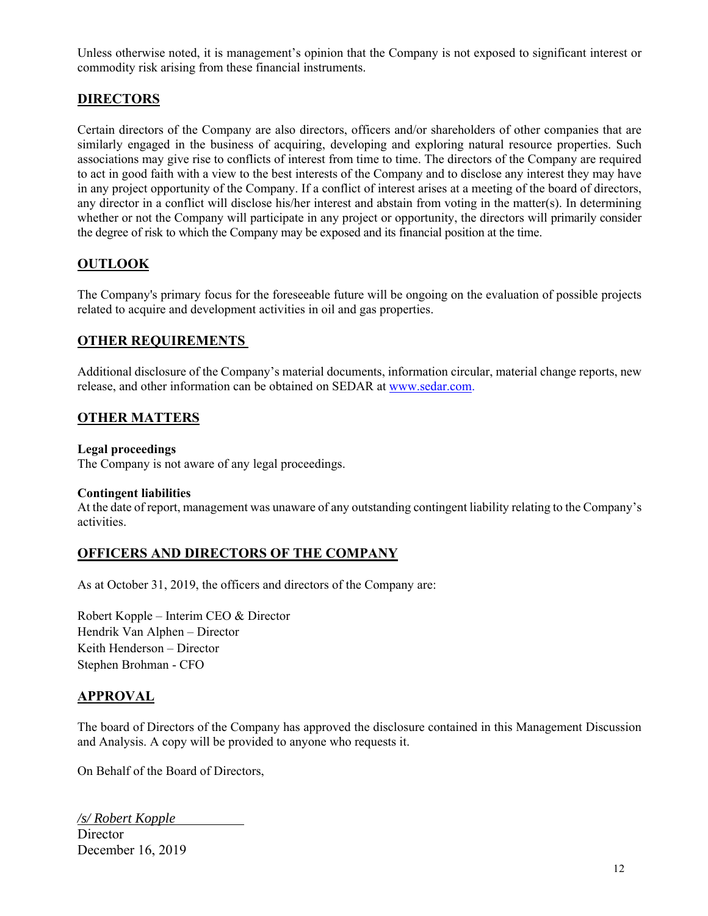Unless otherwise noted, it is management's opinion that the Company is not exposed to significant interest or commodity risk arising from these financial instruments.

## DIRECTORS

Certain directors of the Company are also directors, officers and/or shareholders of other companies that are similarly engaged in the business of acquiring, developing and exploring natural resource properties. Such associations may give rise to conflicts of interest from time to time. The directors of the Company are required to act in good faith with a view to the best interests of the Company and to disclose any interest they may have in any project opportunity of the Company. If a conflict of interest arises at a meeting of the board of directors, any director in a conflict will disclose his/her interest and abstain from voting in the matter(s). In determining whether or not the Company will participate in any project or opportunity, the directors will primarily consider the degree of risk to which the Company may be exposed and its financial position at the time.

## OUTLOOK

The Company's primary focus for the foreseeable future will be ongoing on the evaluation of possible projects related to acquire and development activities in oil and gas properties.

## OTHER REQUIREMENTS

Additional disclosure of the Company's material documents, information circular, material change reports, new release, and other information can be obtained on SEDAR at www.sedar.com.

## OTHER MATTERS

**Legal proceedings**
The Company is not aware of any legal proceedings.

**Contingent liabilities**
At the date of report, management was unaware of any outstanding contingent liability relating to the Company's activities.

## OFFICERS AND DIRECTORS OF THE COMPANY

As at October 31, 2019, the officers and directors of the Company are:

Robert Kopple – Interim CEO & Director
Hendrik Van Alphen – Director
Keith Henderson – Director
Stephen Brohman - CFO

## APPROVAL

The board of Directors of the Company has approved the disclosure contained in this Management Discussion and Analysis. A copy will be provided to anyone who requests it.

On Behalf of the Board of Directors,

*/s/ Robert Kopple*
Director
December 16, 2019